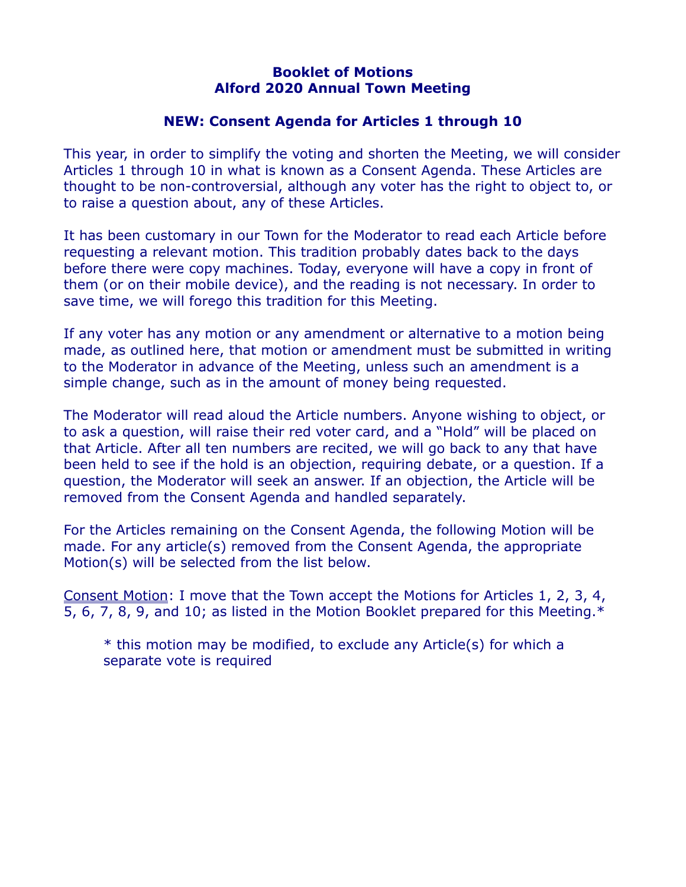# Booklet of Motions
# Alford 2020 Annual Town Meeting

## NEW: Consent Agenda for Articles 1 through 10

This year, in order to simplify the voting and shorten the Meeting, we will consider Articles 1 through 10 in what is known as a Consent Agenda. These Articles are thought to be non-controversial, although any voter has the right to object to, or to raise a question about, any of these Articles.

It has been customary in our Town for the Moderator to read each Article before requesting a relevant motion. This tradition probably dates back to the days before there were copy machines. Today, everyone will have a copy in front of them (or on their mobile device), and the reading is not necessary. In order to save time, we will forego this tradition for this Meeting.

If any voter has any motion or any amendment or alternative to a motion being made, as outlined here, that motion or amendment must be submitted in writing to the Moderator in advance of the Meeting, unless such an amendment is a simple change, such as in the amount of money being requested.

The Moderator will read aloud the Article numbers. Anyone wishing to object, or to ask a question, will raise their red voter card, and a "Hold" will be placed on that Article. After all ten numbers are recited, we will go back to any that have been held to see if the hold is an objection, requiring debate, or a question. If a question, the Moderator will seek an answer. If an objection, the Article will be removed from the Consent Agenda and handled separately.

For the Articles remaining on the Consent Agenda, the following Motion will be made. For any article(s) removed from the Consent Agenda, the appropriate Motion(s) will be selected from the list below.

<u>Consent Motion</u>: I move that the Town accept the Motions for Articles 1, 2, 3, 4, 5, 6, 7, 8, 9, and 10; as listed in the Motion Booklet prepared for this Meeting.*

> * this motion may be modified, to exclude any Article(s) for which a separate vote is required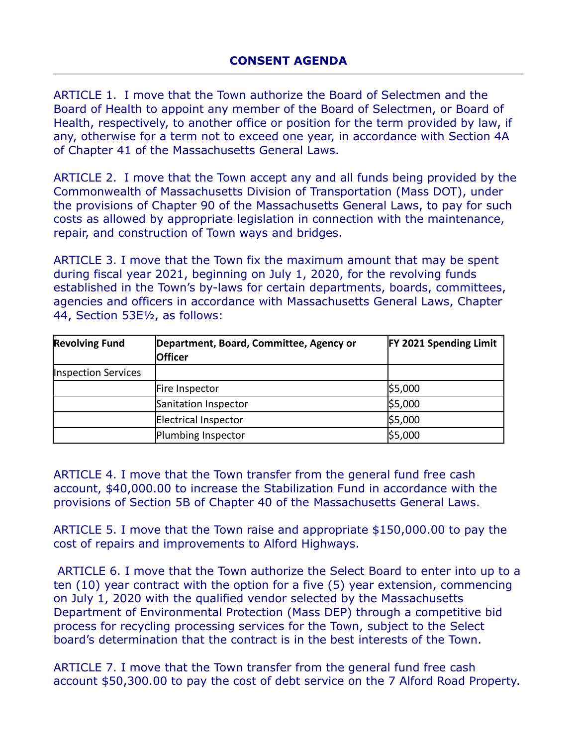## CONSENT AGENDA

ARTICLE 1. I move that the Town authorize the Board of Selectmen and the Board of Health to appoint any member of the Board of Selectmen, or Board of Health, respectively, to another office or position for the term provided by law, if any, otherwise for a term not to exceed one year, in accordance with Section 4A of Chapter 41 of the Massachusetts General Laws.

ARTICLE 2. I move that the Town accept any and all funds being provided by the Commonwealth of Massachusetts Division of Transportation (Mass DOT), under the provisions of Chapter 90 of the Massachusetts General Laws, to pay for such costs as allowed by appropriate legislation in connection with the maintenance, repair, and construction of Town ways and bridges.

ARTICLE 3. I move that the Town fix the maximum amount that may be spent during fiscal year 2021, beginning on July 1, 2020, for the revolving funds established in the Town's by-laws for certain departments, boards, committees, agencies and officers in accordance with Massachusetts General Laws, Chapter 44, Section 53E½, as follows:

| Revolving Fund | Department, Board, Committee, Agency or Officer | FY 2021 Spending Limit |
|---|---|---|
| Inspection Services | | |
| | Fire Inspector | $5,000 |
| | Sanitation Inspector | $5,000 |
| | Electrical Inspector | $5,000 |
| | Plumbing Inspector | $5,000 |

ARTICLE 4. I move that the Town transfer from the general fund free cash account, $40,000.00 to increase the Stabilization Fund in accordance with the provisions of Section 5B of Chapter 40 of the Massachusetts General Laws.

ARTICLE 5. I move that the Town raise and appropriate $150,000.00 to pay the cost of repairs and improvements to Alford Highways.

ARTICLE 6. I move that the Town authorize the Select Board to enter into up to a ten (10) year contract with the option for a five (5) year extension, commencing on July 1, 2020 with the qualified vendor selected by the Massachusetts Department of Environmental Protection (Mass DEP) through a competitive bid process for recycling processing services for the Town, subject to the Select board's determination that the contract is in the best interests of the Town.

ARTICLE 7. I move that the Town transfer from the general fund free cash account $50,300.00 to pay the cost of debt service on the 7 Alford Road Property.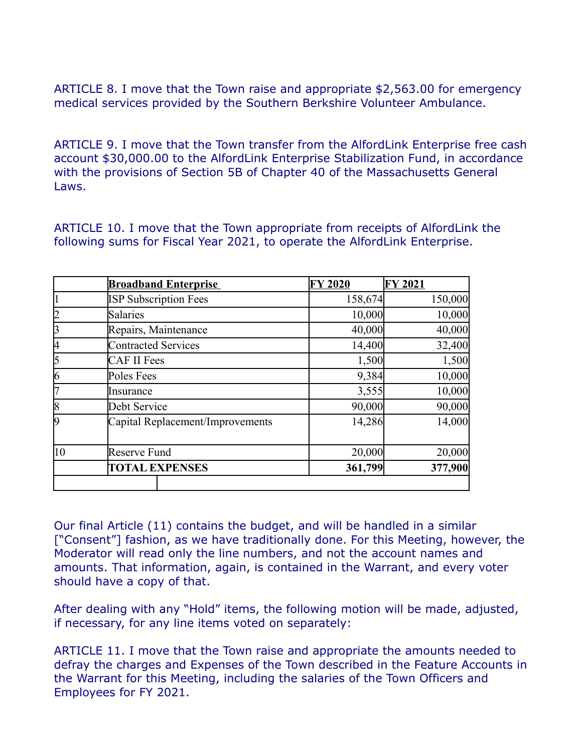ARTICLE 8. I move that the Town raise and appropriate $2,563.00 for emergency medical services provided by the Southern Berkshire Volunteer Ambulance.

ARTICLE 9. I move that the Town transfer from the AlfordLink Enterprise free cash account $30,000.00 to the AlfordLink Enterprise Stabilization Fund, in accordance with the provisions of Section 5B of Chapter 40 of the Massachusetts General Laws.

ARTICLE 10. I move that the Town appropriate from receipts of AlfordLink the following sums for Fiscal Year 2021, to operate the AlfordLink Enterprise.

| | **Broadband Enterprise** | **FY 2020** | **FY 2021** |
|---|---|---|---|
| 1 | ISP Subscription Fees | 158,674 | 150,000 |
| 2 | Salaries | 10,000 | 10,000 |
| 3 | Repairs, Maintenance | 40,000 | 40,000 |
| 4 | Contracted Services | 14,400 | 32,400 |
| 5 | CAF II Fees | 1,500 | 1,500 |
| 6 | Poles Fees | 9,384 | 10,000 |
| 7 | Insurance | 3,555 | 10,000 |
| 8 | Debt Service | 90,000 | 90,000 |
| 9 | Capital Replacement/Improvements | 14,286 | 14,000 |
| 10 | Reserve Fund | 20,000 | 20,000 |
| | **TOTAL EXPENSES** | **361,799** | **377,900** |

Our final Article (11) contains the budget, and will be handled in a similar ["Consent"] fashion, as we have traditionally done. For this Meeting, however, the Moderator will read only the line numbers, and not the account names and amounts. That information, again, is contained in the Warrant, and every voter should have a copy of that.

After dealing with any "Hold" items, the following motion will be made, adjusted, if necessary, for any line items voted on separately:

ARTICLE 11. I move that the Town raise and appropriate the amounts needed to defray the charges and Expenses of the Town described in the Feature Accounts in the Warrant for this Meeting, including the salaries of the Town Officers and Employees for FY 2021.